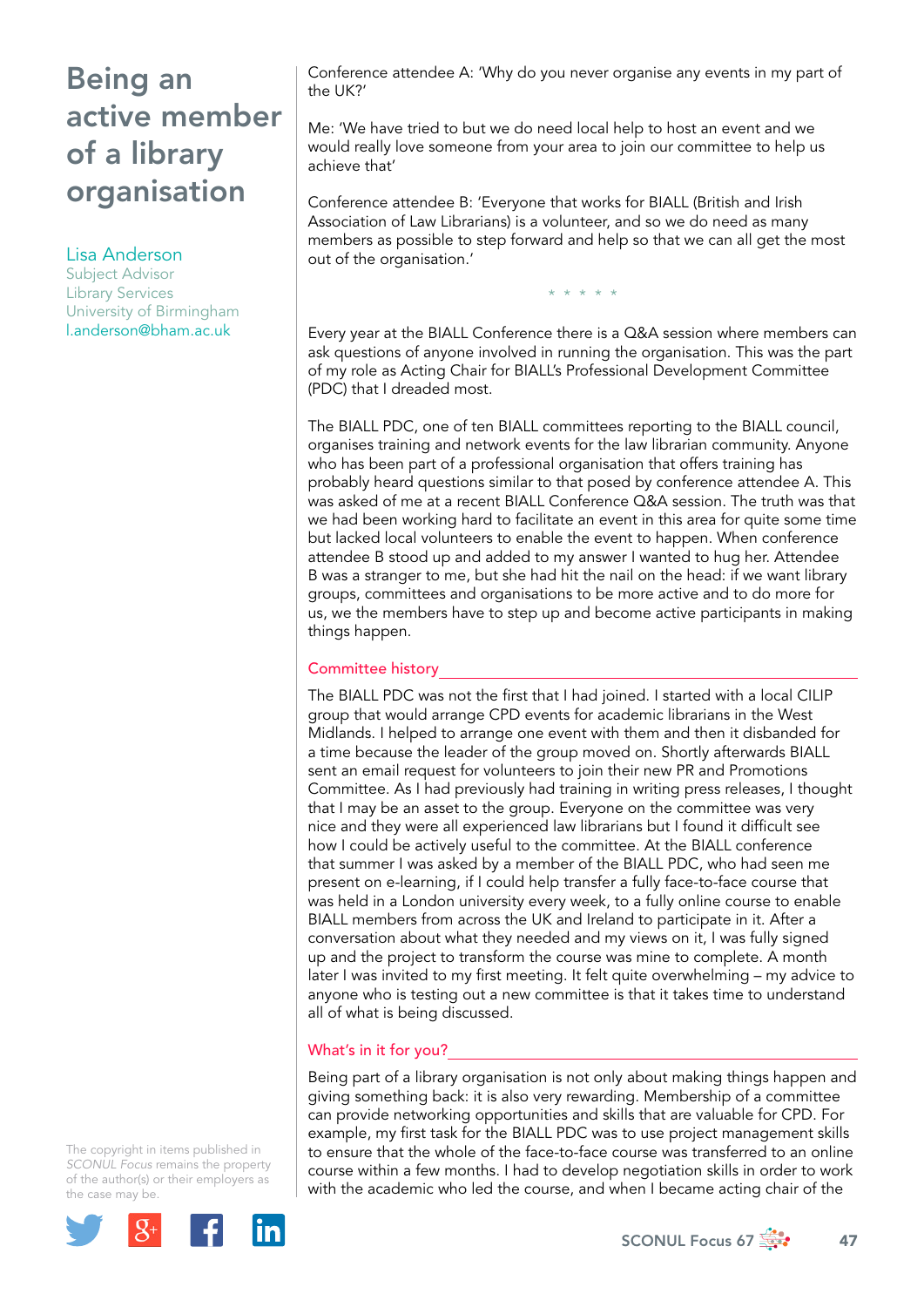# Being an active member of a library organisation

Lisa Anderson
Subject Advisor
Library Services
University of Birmingham
l.anderson@bham.ac.uk

Conference attendee A: 'Why do you never organise any events in my part of the UK?'

Me: 'We have tried to but we do need local help to host an event and we would really love someone from your area to join our committee to help us achieve that'

Conference attendee B: 'Everyone that works for BIALL (British and Irish Association of Law Librarians) is a volunteer, and so we do need as many members as possible to step forward and help so that we can all get the most out of the organisation.'

\* \* \* \* \*

Every year at the BIALL Conference there is a Q&A session where members can ask questions of anyone involved in running the organisation. This was the part of my role as Acting Chair for BIALL's Professional Development Committee (PDC) that I dreaded most.

The BIALL PDC, one of ten BIALL committees reporting to the BIALL council, organises training and network events for the law librarian community. Anyone who has been part of a professional organisation that offers training has probably heard questions similar to that posed by conference attendee A. This was asked of me at a recent BIALL Conference Q&A session. The truth was that we had been working hard to facilitate an event in this area for quite some time but lacked local volunteers to enable the event to happen. When conference attendee B stood up and added to my answer I wanted to hug her. Attendee B was a stranger to me, but she had hit the nail on the head: if we want library groups, committees and organisations to be more active and to do more for us, we the members have to step up and become active participants in making things happen.

## Committee history

The BIALL PDC was not the first that I had joined. I started with a local CILIP group that would arrange CPD events for academic librarians in the West Midlands. I helped to arrange one event with them and then it disbanded for a time because the leader of the group moved on. Shortly afterwards BIALL sent an email request for volunteers to join their new PR and Promotions Committee. As I had previously had training in writing press releases, I thought that I may be an asset to the group. Everyone on the committee was very nice and they were all experienced law librarians but I found it difficult see how I could be actively useful to the committee. At the BIALL conference that summer I was asked by a member of the BIALL PDC, who had seen me present on e-learning, if I could help transfer a fully face-to-face course that was held in a London university every week, to a fully online course to enable BIALL members from across the UK and Ireland to participate in it. After a conversation about what they needed and my views on it, I was fully signed up and the project to transform the course was mine to complete. A month later I was invited to my first meeting. It felt quite overwhelming – my advice to anyone who is testing out a new committee is that it takes time to understand all of what is being discussed.

## What's in it for you?

Being part of a library organisation is not only about making things happen and giving something back: it is also very rewarding. Membership of a committee can provide networking opportunities and skills that are valuable for CPD. For example, my first task for the BIALL PDC was to use project management skills to ensure that the whole of the face-to-face course was transferred to an online course within a few months. I had to develop negotiation skills in order to work with the academic who led the course, and when I became acting chair of the

The copyright in items published in *SCONUL Focus* remains the property of the author(s) or their employers as the case may be.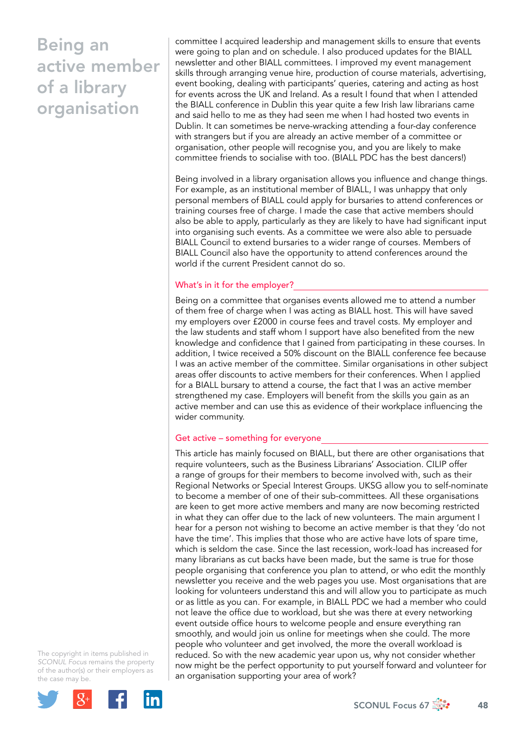committee I acquired leadership and management skills to ensure that events were going to plan and on schedule. I also produced updates for the BIALL newsletter and other BIALL committees. I improved my event management skills through arranging venue hire, production of course materials, advertising, event booking, dealing with participants' queries, catering and acting as host for events across the UK and Ireland. As a result I found that when I attended the BIALL conference in Dublin this year quite a few Irish law librarians came and said hello to me as they had seen me when I had hosted two events in Dublin. It can sometimes be nerve-wracking attending a four-day conference with strangers but if you are already an active member of a committee or organisation, other people will recognise you, and you are likely to make committee friends to socialise with too. (BIALL PDC has the best dancers!)

Being involved in a library organisation allows you influence and change things. For example, as an institutional member of BIALL, I was unhappy that only personal members of BIALL could apply for bursaries to attend conferences or training courses free of charge. I made the case that active members should also be able to apply, particularly as they are likely to have had significant input into organising such events. As a committee we were also able to persuade BIALL Council to extend bursaries to a wider range of courses. Members of BIALL Council also have the opportunity to attend conferences around the world if the current President cannot do so.

## What's in it for the employer?

Being on a committee that organises events allowed me to attend a number of them free of charge when I was acting as BIALL host. This will have saved my employers over £2000 in course fees and travel costs. My employer and the law students and staff whom I support have also benefited from the new knowledge and confidence that I gained from participating in these courses. In addition, I twice received a 50% discount on the BIALL conference fee because I was an active member of the committee. Similar organisations in other subject areas offer discounts to active members for their conferences. When I applied for a BIALL bursary to attend a course, the fact that I was an active member strengthened my case. Employers will benefit from the skills you gain as an active member and can use this as evidence of their workplace influencing the wider community.

## Get active – something for everyone

This article has mainly focused on BIALL, but there are other organisations that require volunteers, such as the Business Librarians' Association. CILIP offer a range of groups for their members to become involved with, such as their Regional Networks or Special Interest Groups. UKSG allow you to self-nominate to become a member of one of their sub-committees. All these organisations are keen to get more active members and many are now becoming restricted in what they can offer due to the lack of new volunteers. The main argument I hear for a person not wishing to become an active member is that they 'do not have the time'. This implies that those who are active have lots of spare time, which is seldom the case. Since the last recession, work-load has increased for many librarians as cut backs have been made, but the same is true for those people organising that conference you plan to attend, or who edit the monthly newsletter you receive and the web pages you use. Most organisations that are looking for volunteers understand this and will allow you to participate as much or as little as you can. For example, in BIALL PDC we had a member who could not leave the office due to workload, but she was there at every networking event outside office hours to welcome people and ensure everything ran smoothly, and would join us online for meetings when she could. The more people who volunteer and get involved, the more the overall workload is reduced. So with the new academic year upon us, why not consider whether now might be the perfect opportunity to put yourself forward and volunteer for an organisation supporting your area of work?

The copyright in items published in *SCONUL Focus* remains the property of the author(s) or their employers as the case may be.